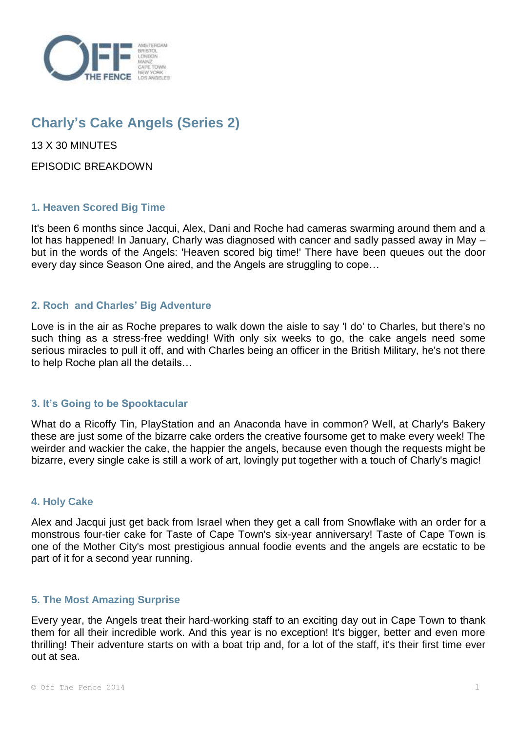# Charly's Cake Angels (Series 2)

13 X 30 MINUTES

EPISODIC BREAKDOWN

### 1. Heaven Scored Big Time

It's been 6 months since Jacqui, Alex, Dani and Roche had cameras swarming around them and a lot has happened! In January, Charly was diagnosed with cancer and sadly passed away in May – but in the words of the Angels: 'Heaven scored big time!' There have been queues out the door every day since Season One aired, and the Angels are struggling to cope…

### 2. Roch and Charles' Big Adventure

Love is in the air as Roche prepares to walk down the aisle to say 'I do' to Charles, but there's no such thing as a stress-free wedding! With only six weeks to go, the cake angels need some serious miracles to pull it off, and with Charles being an officer in the British Military, he's not there to help Roche plan all the details…

### 3. It's Going to be Spooktacular

What do a Ricoffy Tin, PlayStation and an Anaconda have in common? Well, at Charly's Bakery these are just some of the bizarre cake orders the creative foursome get to make every week! The weirder and wackier the cake, the happier the angels, because even though the requests might be bizarre, every single cake is still a work of art, lovingly put together with a touch of Charly's magic!

### 4. Holy Cake

Alex and Jacqui just get back from Israel when they get a call from Snowflake with an order for a monstrous four-tier cake for Taste of Cape Town's six-year anniversary! Taste of Cape Town is one of the Mother City's most prestigious annual foodie events and the angels are ecstatic to be part of it for a second year running.

### 5. The Most Amazing Surprise

Every year, the Angels treat their hard-working staff to an exciting day out in Cape Town to thank them for all their incredible work. And this year is no exception! It's bigger, better and even more thrilling! Their adventure starts on with a boat trip and, for a lot of the staff, it's their first time ever out at sea.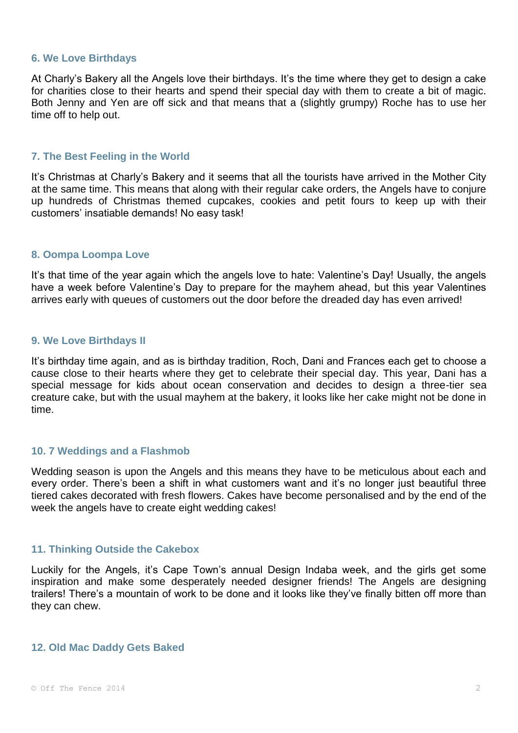### 6. We Love Birthdays

At Charly's Bakery all the Angels love their birthdays. It's the time where they get to design a cake for charities close to their hearts and spend their special day with them to create a bit of magic. Both Jenny and Yen are off sick and that means that a (slightly grumpy) Roche has to use her time off to help out.

### 7. The Best Feeling in the World

It's Christmas at Charly's Bakery and it seems that all the tourists have arrived in the Mother City at the same time. This means that along with their regular cake orders, the Angels have to conjure up hundreds of Christmas themed cupcakes, cookies and petit fours to keep up with their customers' insatiable demands! No easy task!

### 8. Oompa Loompa Love

It's that time of the year again which the angels love to hate: Valentine's Day! Usually, the angels have a week before Valentine's Day to prepare for the mayhem ahead, but this year Valentines arrives early with queues of customers out the door before the dreaded day has even arrived!

### 9. We Love Birthdays II

It's birthday time again, and as is birthday tradition, Roch, Dani and Frances each get to choose a cause close to their hearts where they get to celebrate their special day. This year, Dani has a special message for kids about ocean conservation and decides to design a three-tier sea creature cake, but with the usual mayhem at the bakery, it looks like her cake might not be done in time.

### 10. 7 Weddings and a Flashmob

Wedding season is upon the Angels and this means they have to be meticulous about each and every order. There's been a shift in what customers want and it's no longer just beautiful three tiered cakes decorated with fresh flowers. Cakes have become personalised and by the end of the week the angels have to create eight wedding cakes!

### 11. Thinking Outside the Cakebox

Luckily for the Angels, it's Cape Town's annual Design Indaba week, and the girls get some inspiration and make some desperately needed designer friends! The Angels are designing trailers! There's a mountain of work to be done and it looks like they've finally bitten off more than they can chew.

### 12. Old Mac Daddy Gets Baked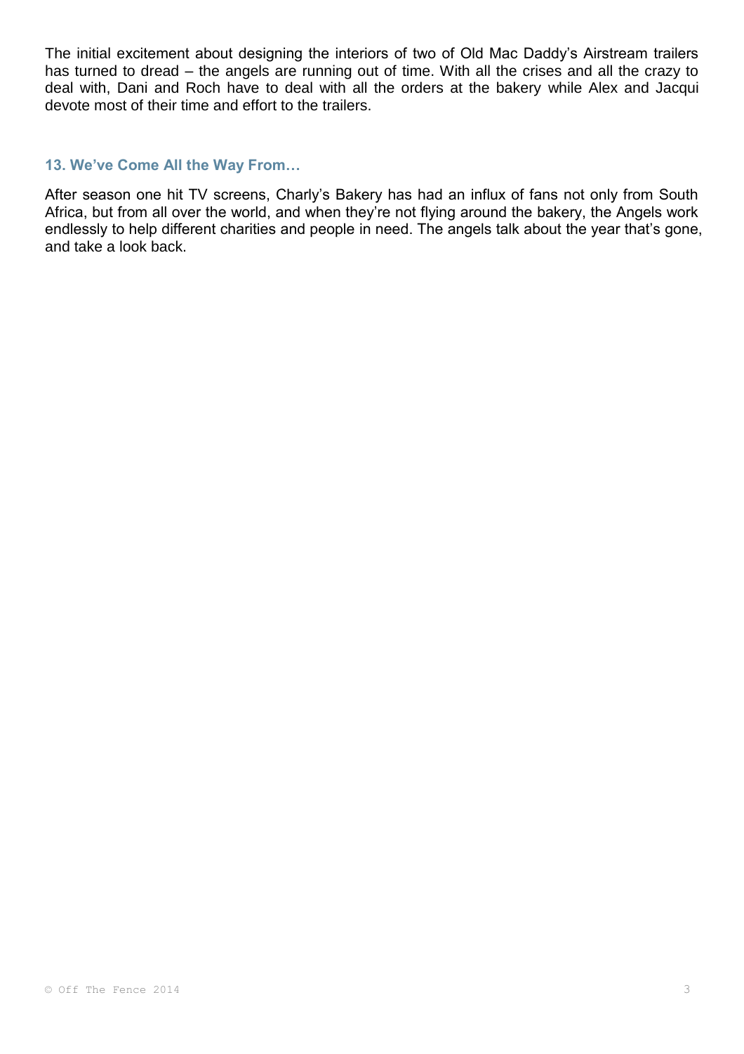The initial excitement about designing the interiors of two of Old Mac Daddy's Airstream trailers has turned to dread – the angels are running out of time. With all the crises and all the crazy to deal with, Dani and Roch have to deal with all the orders at the bakery while Alex and Jacqui devote most of their time and effort to the trailers.

### 13. We've Come All the Way From…

After season one hit TV screens, Charly's Bakery has had an influx of fans not only from South Africa, but from all over the world, and when they're not flying around the bakery, the Angels work endlessly to help different charities and people in need. The angels talk about the year that's gone, and take a look back.